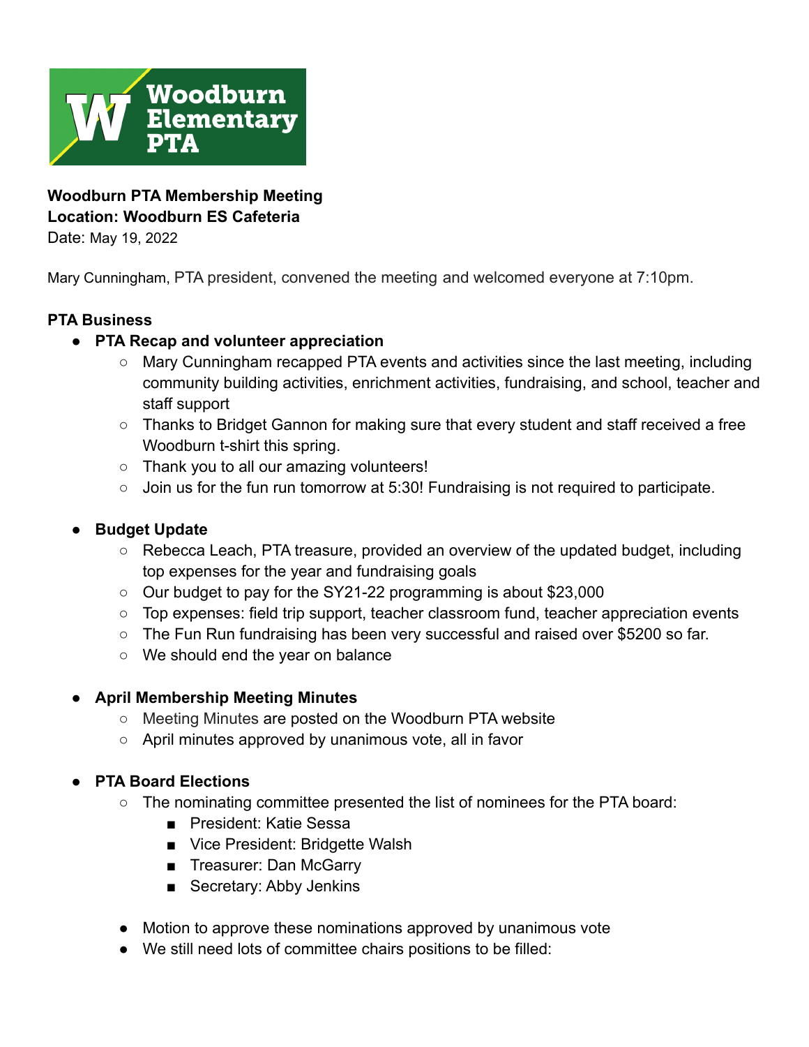**Woodburn Elementary PTA**

**Woodburn PTA Membership Meeting**
**Location: Woodburn ES Cafeteria**
Date: May 19, 2022

Mary Cunningham, PTA president, convened the meeting and welcomed everyone at 7:10pm.

**PTA Business**

- **PTA Recap and volunteer appreciation**
  - Mary Cunningham recapped PTA events and activities since the last meeting, including community building activities, enrichment activities, fundraising, and school, teacher and staff support
  - Thanks to Bridget Gannon for making sure that every student and staff received a free Woodburn t-shirt this spring.
  - Thank you to all our amazing volunteers!
  - Join us for the fun run tomorrow at 5:30! Fundraising is not required to participate.

- **Budget Update**
  - Rebecca Leach, PTA treasure, provided an overview of the updated budget, including top expenses for the year and fundraising goals
  - Our budget to pay for the SY21-22 programming is about $23,000
  - Top expenses: field trip support, teacher classroom fund, teacher appreciation events
  - The Fun Run fundraising has been very successful and raised over $5200 so far.
  - We should end the year on balance

- **April Membership Meeting Minutes**
  - Meeting Minutes are posted on the Woodburn PTA website
  - April minutes approved by unanimous vote, all in favor

- **PTA Board Elections**
  - The nominating committee presented the list of nominees for the PTA board:
    - President: Katie Sessa
    - Vice President: Bridgette Walsh
    - Treasurer: Dan McGarry
    - Secretary: Abby Jenkins

- Motion to approve these nominations approved by unanimous vote
- We still need lots of committee chairs positions to be filled: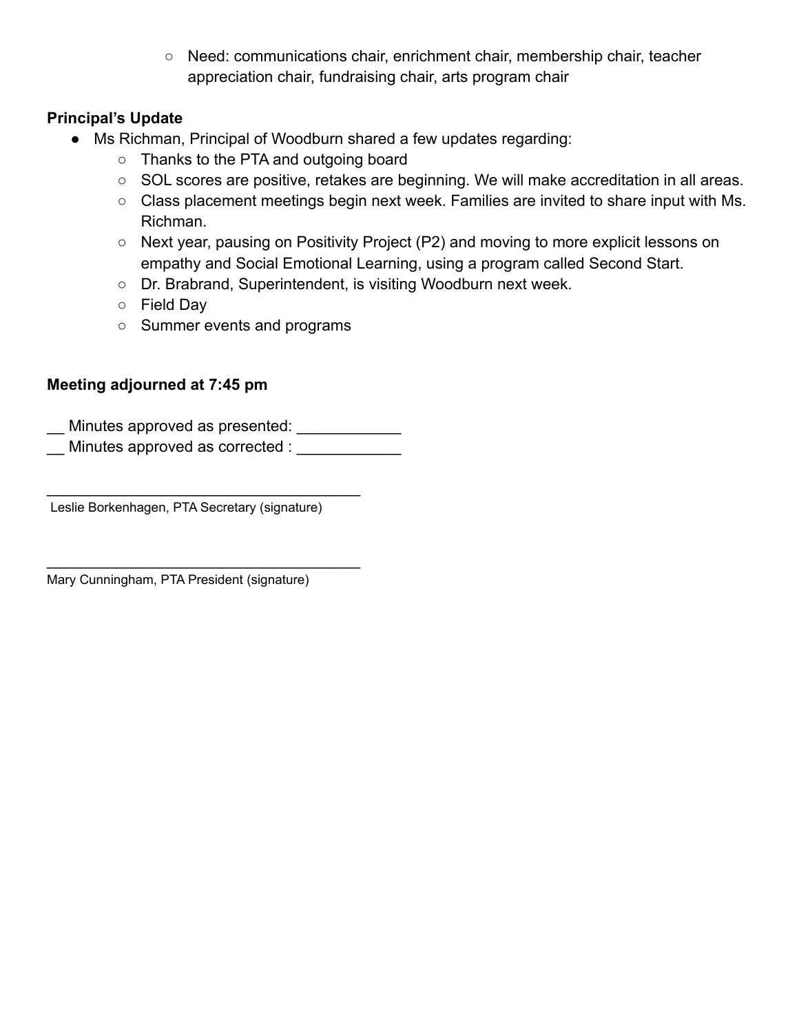- Need: communications chair, enrichment chair, membership chair, teacher appreciation chair, fundraising chair, arts program chair

**Principal's Update**

- Ms Richman, Principal of Woodburn shared a few updates regarding:
    - Thanks to the PTA and outgoing board
    - SOL scores are positive, retakes are beginning. We will make accreditation in all areas.
    - Class placement meetings begin next week. Families are invited to share input with Ms. Richman.
    - Next year, pausing on Positivity Project (P2) and moving to more explicit lessons on empathy and Social Emotional Learning, using a program called Second Start.
    - Dr. Brabrand, Superintendent, is visiting Woodburn next week.
    - Field Day
    - Summer events and programs

**Meeting adjourned at 7:45 pm**

__ Minutes approved as presented: ____________
__ Minutes approved as corrected : ____________

_______________________________________
Leslie Borkenhagen, PTA Secretary (signature)

_______________________________________
Mary Cunningham, PTA President (signature)